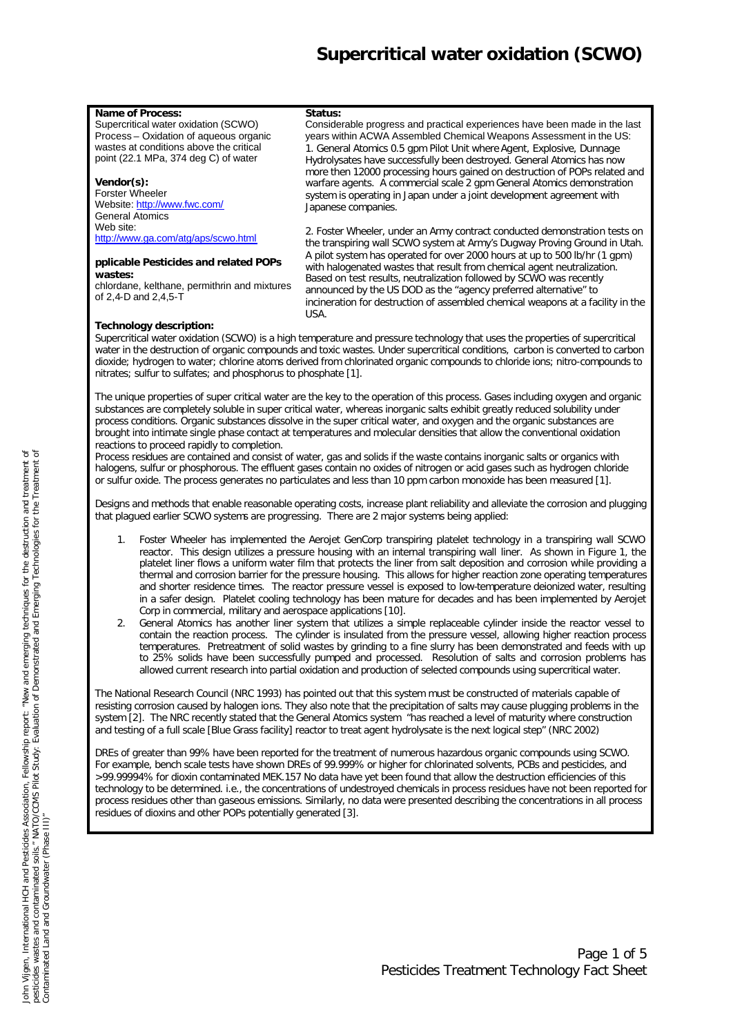# Supercritical water oxidation (SCWO)

**Name of Process:**
Supercritical water oxidation (SCWO)
Process – Oxidation of aqueous organic wastes at conditions above the critical point (22.1 MPa, 374 deg C) of water

**Vendor(s):**
Forster Wheeler
Website: http://www.fwc.com/
General Atomics
Web site:
http://www.ga.com/atg/aps/scwo.html

**pplicable Pesticides and related POPs wastes:**
chlordane, kelthane, permithrin and mixtures of 2,4-D and 2,4,5-T

**Status:**
Considerable progress and practical experiences have been made in the last years within ACWA Assembled Chemical Weapons Assessment in the US:
1. General Atomics 0.5 gpm Pilot Unit where Agent, Explosive, Dunnage Hydrolysates have successfully been destroyed. General Atomics has now more then 12000 processing hours gained on destruction of POPs related and warfare agents. A commercial scale 2 gpm General Atomics demonstration system is operating in Japan under a joint development agreement with Japanese companies.

2. Foster Wheeler, under an Army contract conducted demonstration tests on the transpiring wall SCWO system at Army's Dugway Proving Ground in Utah. A pilot system has operated for over 2000 hours at up to 500 lb/hr (1 gpm) with halogenated wastes that result from chemical agent neutralization. Based on test results, neutralization followed by SCWO was recently announced by the US DOD as the "agency preferred alternative" to incineration for destruction of assembled chemical weapons at a facility in the USA.

**Technology description:**
Supercritical water oxidation (SCWO) is a high temperature and pressure technology that uses the properties of supercritical water in the destruction of organic compounds and toxic wastes. Under supercritical conditions, carbon is converted to carbon dioxide; hydrogen to water; chlorine atoms derived from chlorinated organic compounds to chloride ions; nitro-compounds to nitrates; sulfur to sulfates; and phosphorus to phosphate [1].

The unique properties of super critical water are the key to the operation of this process. Gases including oxygen and organic substances are completely soluble in super critical water, whereas inorganic salts exhibit greatly reduced solubility under process conditions. Organic substances dissolve in the super critical water, and oxygen and the organic substances are brought into intimate single phase contact at temperatures and molecular densities that allow the conventional oxidation reactions to proceed rapidly to completion.
Process residues are contained and consist of water, gas and solids if the waste contains inorganic salts or organics with halogens, sulfur or phosphorous. The effluent gases contain no oxides of nitrogen or acid gases such as hydrogen chloride or sulfur oxide. The process generates no particulates and less than 10 ppm carbon monoxide has been measured [1].

Designs and methods that enable reasonable operating costs, increase plant reliability and alleviate the corrosion and plugging that plagued earlier SCWO systems are progressing. There are 2 major systems being applied:

1. Foster Wheeler has implemented the Aerojet GenCorp transpiring platelet technology in a transpiring wall SCWO reactor. This design utilizes a pressure housing with an internal transpiring wall liner. As shown in Figure 1, the platelet liner flows a uniform water film that protects the liner from salt deposition and corrosion while providing a thermal and corrosion barrier for the pressure housing. This allows for higher reaction zone operating temperatures and shorter residence times. The reactor pressure vessel is exposed to low-temperature deionized water, resulting in a safer design. Platelet cooling technology has been mature for decades and has been implemented by Aerojet Corp in commercial, military and aerospace applications [10].
2. General Atomics has another liner system that utilizes a simple replaceable cylinder inside the reactor vessel to contain the reaction process. The cylinder is insulated from the pressure vessel, allowing higher reaction process temperatures. Pretreatment of solid wastes by grinding to a fine slurry has been demonstrated and feeds with up to 25% solids have been successfully pumped and processed. Resolution of salts and corrosion problems has allowed current research into partial oxidation and production of selected compounds using supercritical water.

The National Research Council (NRC 1993) has pointed out that this system must be constructed of materials capable of resisting corrosion caused by halogen ions. They also note that the precipitation of salts may cause plugging problems in the system [2]. The NRC recently stated that the General Atomics system "has reached a level of maturity where construction and testing of a full scale [Blue Grass facility] reactor to treat agent hydrolysate is the next logical step" (NRC 2002)

DREs of greater than 99% have been reported for the treatment of numerous hazardous organic compounds using SCWO. For example, bench scale tests have shown DREs of 99.999% or higher for chlorinated solvents, PCBs and pesticides, and >99.99994% for dioxin contaminated MEK.157 No data have yet been found that allow the destruction efficiencies of this technology to be determined. i.e., the concentrations of undestroyed chemicals in process residues have not been reported for process residues other than gaseous emissions. Similarly, no data were presented describing the concentrations in all process residues of dioxins and other POPs potentially generated [3].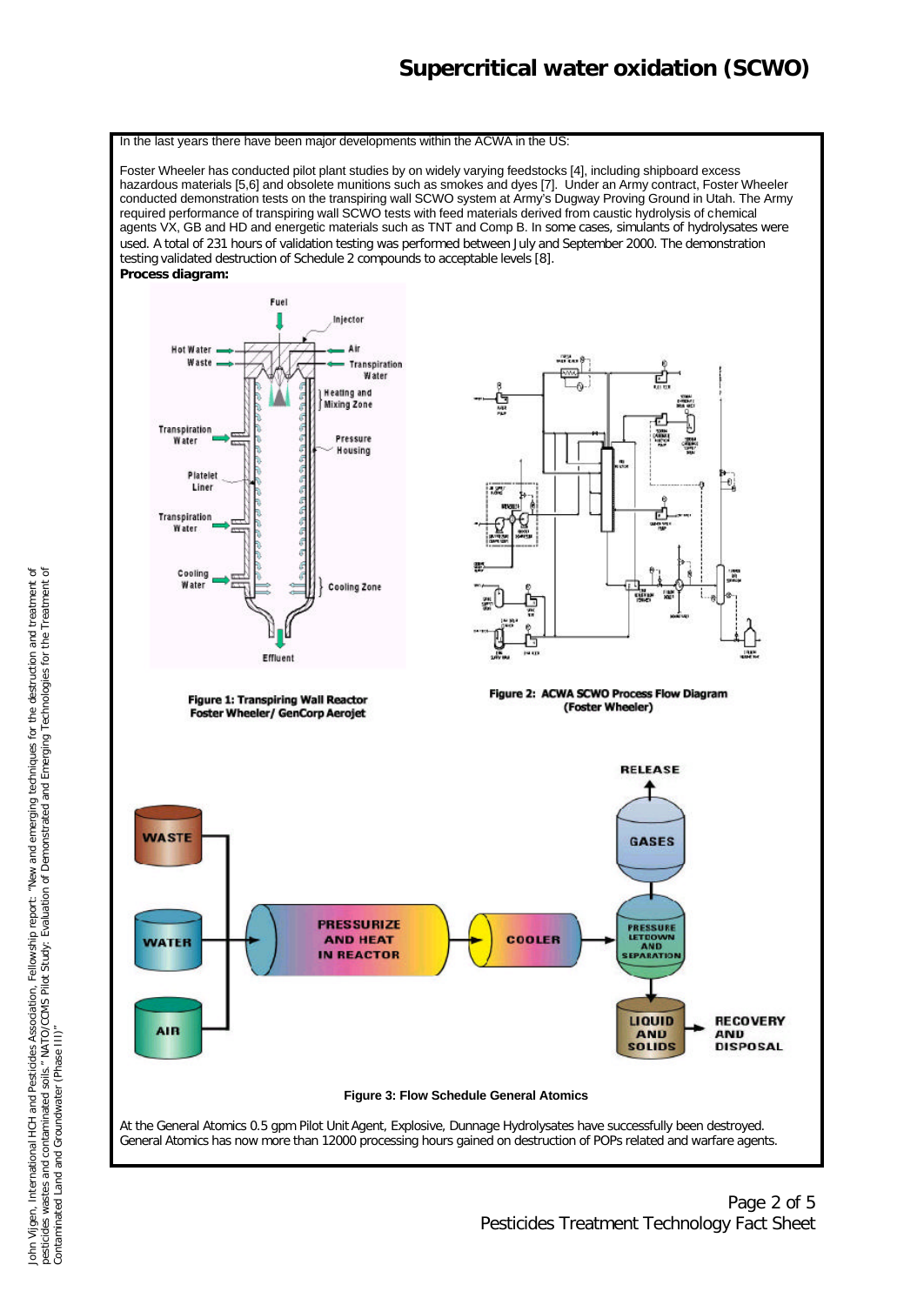In the last years there have been major developments within the ACWA in the US:

Foster Wheeler has conducted pilot plant studies by on widely varying feedstocks [4], including shipboard excess hazardous materials [5,6] and obsolete munitions such as smokes and dyes [7]. Under an Army contract, Foster Wheeler conducted demonstration tests on the transpiring wall SCWO system at Army's Dugway Proving Ground in Utah. The Army required performance of transpiring wall SCWO tests with feed materials derived from caustic hydrolysis of chemical agents VX, GB and HD and energetic materials such as TNT and Comp B. In some cases, simulants of hydrolysates were used. A total of 231 hours of validation testing was performed between July and September 2000. The demonstration testing validated destruction of Schedule 2 compounds to acceptable levels [8].

**Process diagram:**

Figure 1: Transpiring Wall Reactor Foster Wheeler/ GenCorp Aerojet

Figure 2: ACWA SCWO Process Flow Diagram (Foster Wheeler)

Figure 3: Flow Schedule General Atomics

At the General Atomics 0.5 gpm Pilot Unit Agent, Explosive, Dunnage Hydrolysates have successfully been destroyed. General Atomics has now more than 12000 processing hours gained on destruction of POPs related and warfare agents.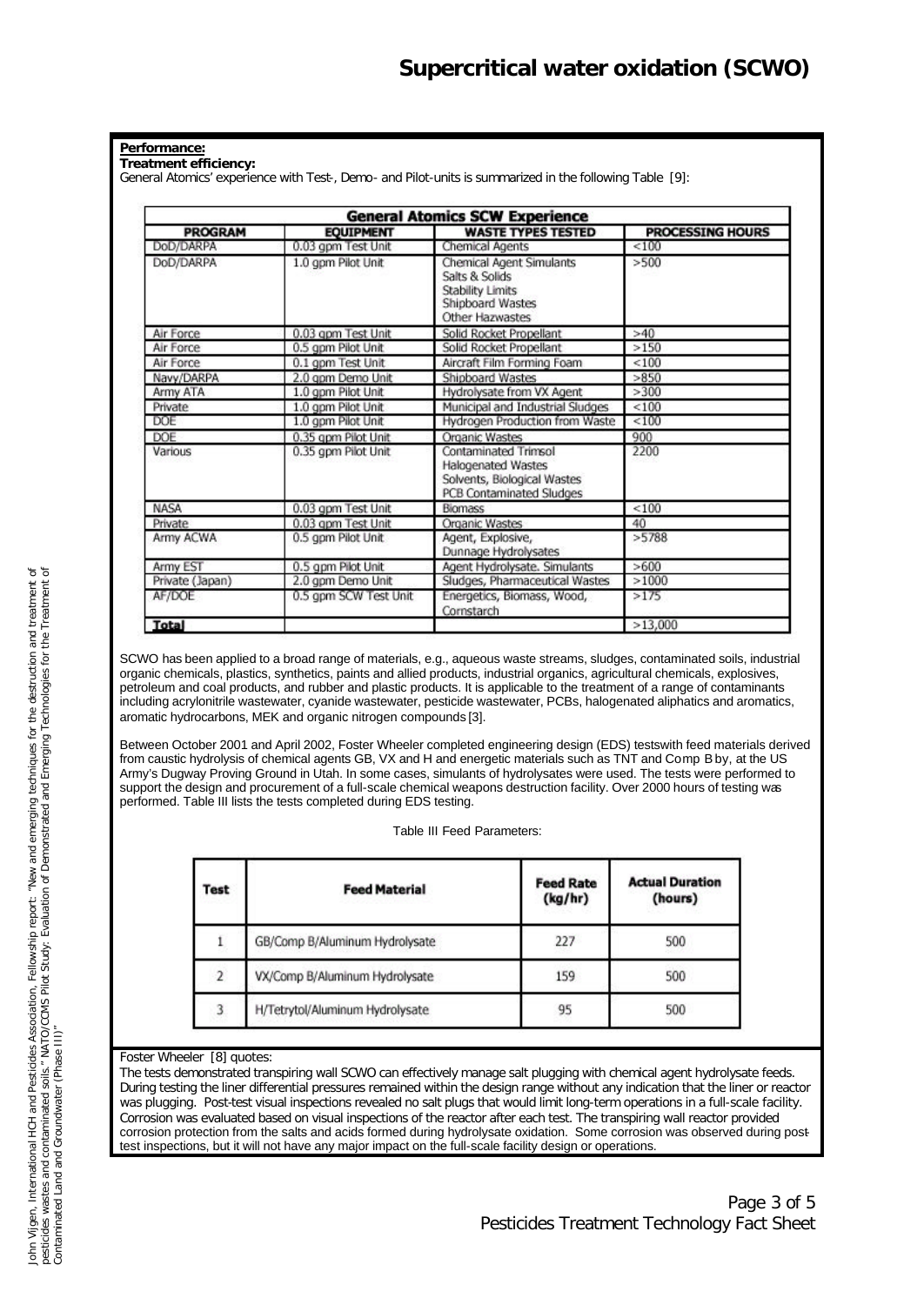## Supercritical water oxidation (SCWO)

**Performance:**

**Treatment efficiency:**

General Atomics' experience with Test-, Demo- and Pilot-units is summarized in the following Table [9]:

| General Atomics SCW Experience | | | |
|---|---|---|---|
| **PROGRAM** | **EQUIPMENT** | **WASTE TYPES TESTED** | **PROCESSING HOURS** |
| DoD/DARPA | 0.03 gpm Test Unit | Chemical Agents | <100 |
| DoD/DARPA | 1.0 gpm Pilot Unit | Chemical Agent Simulants<br>Salts & Solids<br>Stability Limits<br>Shipboard Wastes<br>Other Hazwastes | >500 |
| Air Force | 0.03 gpm Test Unit | Solid Rocket Propellant | >40 |
| Air Force | 0.5 gpm Pilot Unit | Solid Rocket Propellant | >150 |
| Air Force | 0.1 gpm Test Unit | Aircraft Film Forming Foam | <100 |
| Navy/DARPA | 2.0 gpm Demo Unit | Shipboard Wastes | >850 |
| Army ATA | 1.0 gpm Pilot Unit | Hydrolysate from VX Agent | >300 |
| Private | 1.0 gpm Pilot Unit | Municipal and Industrial Sludges | <100 |
| DOE | 1.0 gpm Pilot Unit | Hydrogen Production from Waste | <100 |
| DOE | 0.35 gpm Pilot Unit | Organic Wastes | 900 |
| Various | 0.35 gpm Pilot Unit | Contaminated Trimsol<br>Halogenated Wastes<br>Solvents, Biological Wastes<br>PCB Contaminated Sludges | 2200 |
| NASA | 0.03 gpm Test Unit | Biomass | <100 |
| Private | 0.03 gpm Test Unit | Organic Wastes | 40 |
| Army ACWA | 0.5 gpm Pilot Unit | Agent, Explosive,<br>Dunnage Hydrolysates | >5788 |
| Army EST | 0.5 gpm Pilot Unit | Agent Hydrolysate. Simulants | >600 |
| Private (Japan) | 2.0 gpm Demo Unit | Sludges, Pharmaceutical Wastes | >1000 |
| AF/DOE | 0.5 gpm SCW Test Unit | Energetics, Biomass, Wood,<br>Cornstarch | >175 |
| **Total** | | | >13,000 |

SCWO has been applied to a broad range of materials, e.g., aqueous waste streams, sludges, contaminated soils, industrial organic chemicals, plastics, synthetics, paints and allied products, industrial organics, agricultural chemicals, explosives, petroleum and coal products, and rubber and plastic products. It is applicable to the treatment of a range of contaminants including acrylonitrile wastewater, cyanide wastewater, pesticide wastewater, PCBs, halogenated aliphatics and aromatics, aromatic hydrocarbons, MEK and organic nitrogen compounds [3].

Between October 2001 and April 2002, Foster Wheeler completed engineering design (EDS) tests with feed materials derived from caustic hydrolysis of chemical agents GB, VX and H and energetic materials such as TNT and Comp B by, at the US Army's Dugway Proving Ground in Utah. In some cases, simulants of hydrolysates were used. The tests were performed to support the design and procurement of a full-scale chemical weapons destruction facility. Over 2000 hours of testing was performed. Table III lists the tests completed during EDS testing.

Table III Feed Parameters:

| Test | Feed Material | Feed Rate (kg/hr) | Actual Duration (hours) |
|---|---|---|---|
| 1 | GB/Comp B/Aluminum Hydrolysate | 227 | 500 |
| 2 | VX/Comp B/Aluminum Hydrolysate | 159 | 500 |
| 3 | H/Tetrytol/Aluminum Hydrolysate | 95 | 500 |

Foster Wheeler [8] quotes:

The tests demonstrated transpiring wall SCWO can effectively manage salt plugging with chemical agent hydrolysate feeds. During testing the liner differential pressures remained within the design range without any indication that the liner or reactor was plugging. Post-test visual inspections revealed no salt plugs that would limit long-term operations in a full-scale facility. Corrosion was evaluated based on visual inspections of the reactor after each test. The transpiring wall reactor provided corrosion protection from the salts and acids formed during hydrolysate oxidation. Some corrosion was observed during post-test inspections, but it will not have any major impact on the full-scale facility design or operations.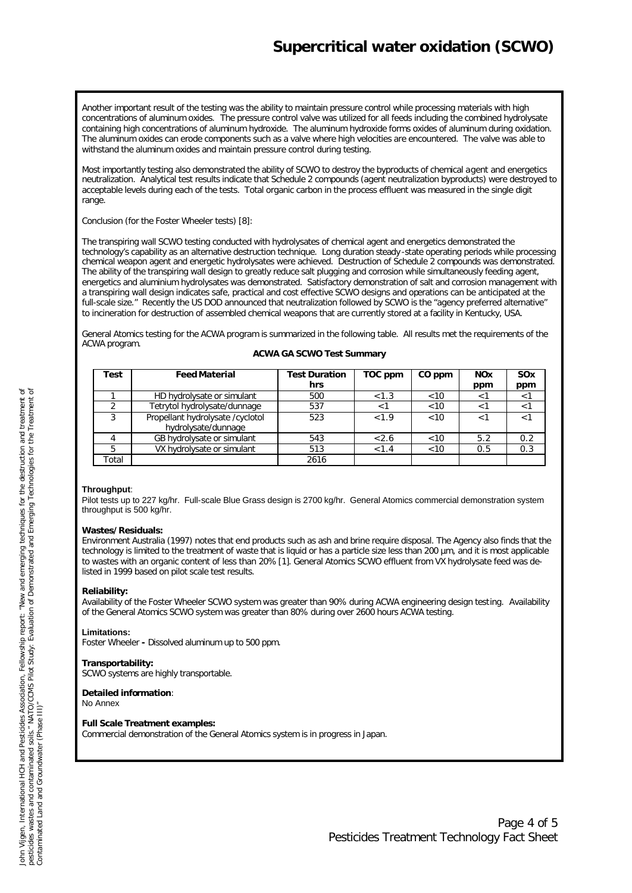Another important result of the testing was the ability to maintain pressure control while processing materials with high concentrations of aluminum oxides. The pressure control valve was utilized for all feeds including the combined hydrolysate containing high concentrations of aluminum hydroxide. The aluminum hydroxide forms oxides of aluminum during oxidation. The aluminum oxides can erode components such as a valve where high velocities are encountered. The valve was able to withstand the aluminum oxides and maintain pressure control during testing.

Most importantly testing also demonstrated the ability of SCWO to destroy the byproducts of chemical agent and energetics neutralization. Analytical test results indicate that Schedule 2 compounds (agent neutralization byproducts) were destroyed to acceptable levels during each of the tests. Total organic carbon in the process effluent was measured in the single digit range.

Conclusion (for the Foster Wheeler tests) [8]:

The transpiring wall SCWO testing conducted with hydrolysates of chemical agent and energetics demonstrated the technology's capability as an alternative destruction technique. Long duration steady-state operating periods while processing chemical weapon agent and energetic hydrolysates were achieved. Destruction of Schedule 2 compounds was demonstrated. The ability of the transpiring wall design to greatly reduce salt plugging and corrosion while simultaneously feeding agent, energetics and aluminium hydrolysates was demonstrated. Satisfactory demonstration of salt and corrosion management with a transpiring wall design indicates safe, practical and cost effective SCWO designs and operations can be anticipated at the full-scale size." Recently the US DOD announced that neutralization followed by SCWO is the "agency preferred alternative" to incineration for destruction of assembled chemical weapons that are currently stored at a facility in Kentucky, USA.

General Atomics testing for the ACWA program is summarized in the following table. All results met the requirements of the ACWA program.

**ACWA GA SCWO Test Summary**

| Test | Feed Material | Test Duration hrs | TOC ppm | CO ppm | NOx ppm | SOx ppm |
|---|---|---|---|---|---|---|
| 1 | HD hydrolysate or simulant | 500 | <1.3 | <10 | <1 | <1 |
| 2 | Tetrytol hydrolysate/dunnage | 537 | <1 | <10 | <1 | <1 |
| 3 | Propellant hydrolysate /cyclotol hydrolysate/dunnage | 523 | <1.9 | <10 | <1 | <1 |
| 4 | GB hydrolysate or simulant | 543 | <2.6 | <10 | 5.2 | 0.2 |
| 5 | VX hydrolysate or simulant | 513 | <1.4 | <10 | 0.5 | 0.3 |
| Total | | 2616 | | | | |

**Throughput**:
Pilot tests up to 227 kg/hr. Full-scale Blue Grass design is 2700 kg/hr. General Atomics commercial demonstration system throughput is 500 kg/hr.

**Wastes/Residuals:**
Environment Australia (1997) notes that end products such as ash and brine require disposal. The Agency also finds that the technology is limited to the treatment of waste that is liquid or has a particle size less than 200 µm, and it is most applicable to wastes with an organic content of less than 20% [1]. General Atomics SCWO effluent from VX hydrolysate feed was de-listed in 1999 based on pilot scale test results.

**Reliability:**
Availability of the Foster Wheeler SCWO system was greater than 90% during ACWA engineering design testing. Availability of the General Atomics SCWO system was greater than 80% during over 2600 hours ACWA testing.

**Limitations:**
Foster Wheeler **-** Dissolved aluminum up to 500 ppm.

**Transportability:**
SCWO systems are highly transportable.

**Detailed information**:
No Annex

**Full Scale Treatment examples:**
Commercial demonstration of the General Atomics system is in progress in Japan.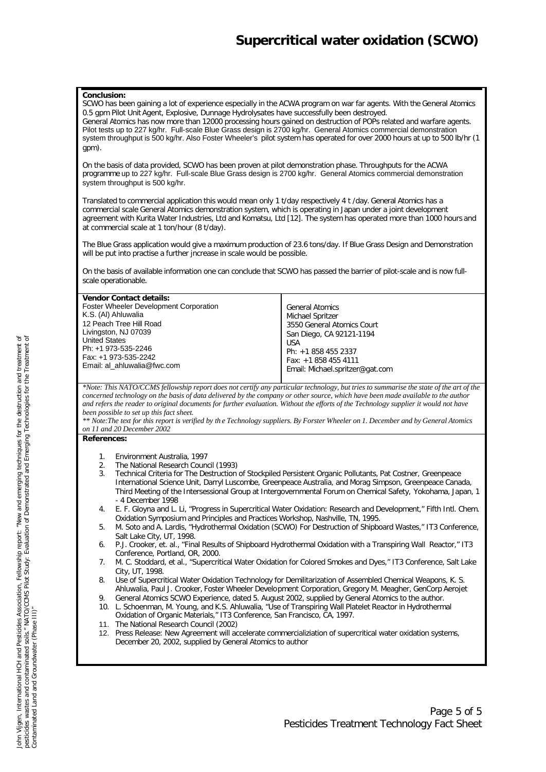**Conclusion:**

SCWO has been gaining a lot of experience especially in the ACWA program on war far agents. With the General Atomics 0.5 gpm Pilot Unit Agent, Explosive, Dunnage Hydrolysates have successfully been destroyed.
General Atomics has now more than 12000 processing hours gained on destruction of POPs related and warfare agents. Pilot tests up to 227 kg/hr. Full-scale Blue Grass design is 2700 kg/hr. General Atomics commercial demonstration system throughput is 500 kg/hr. Also Foster Wheeler's pilot system has operated for over 2000 hours at up to 500 lb/hr (1 gpm).

On the basis of data provided, SCWO has been proven at pilot demonstration phase. Throughputs for the ACWA programme up to 227 kg/hr. Full-scale Blue Grass design is 2700 kg/hr. General Atomics commercial demonstration system throughput is 500 kg/hr.

Translated to commercial application this would mean only 1 t/day respectively 4 t /day. General Atomics has a commercial scale General Atomics demonstration system, which is operating in Japan under a joint development agreement with Kurita Water Industries, Ltd and Komatsu, Ltd [12]. The system has operated more than 1000 hours and at commercial scale at 1 ton/hour (8 t/day).

The Blue Grass application would give a maximum production of 23.6 tons/day. If Blue Grass Design and Demonstration will be put into practise a further jncrease in scale would be possible.

On the basis of available information one can conclude that SCWO has passed the barrier of pilot-scale and is now full-scale operationable.

**Vendor Contact details:**

Foster Wheeler Development Corporation
K.S. (Al) Ahluwalia
12 Peach Tree Hill Road
Livingston, NJ 07039
United States
Ph: +1 973-535-2246
Fax: +1 973-535-2242
Email: al_ahluwalia@fwc.com

General Atomics
Michael Spritzer
3550 General Atomics Court
San Diego, CA 92121-1194
USA
Ph: +1 858 455 2337
Fax: +1 858 455 4111
Email: Michael.spritzer@gat.com

*\*Note: This NATO/CCMS fellowship report does not certify any particular technology, but tries to summarise the state of the art of the concerned technology on the basis of data delivered by the company or other source, which have been made available to the author and refers the reader to original documents for further evaluation. Without the efforts of the Technology supplier it would not have been possible to set up this fact sheet.*
*\*\* Note:The text for this report is verified by th e Technology suppliers. By Forster Wheeler on 1. December and by General Atomics on 11 and 20 December 2002*

**References:**

1. Environment Australia, 1997
2. The National Research Council (1993)
3. Technical Criteria for The Destruction of Stockpiled Persistent Organic Pollutants, Pat Costner, Greenpeace International Science Unit, Darryl Luscombe, Greenpeace Australia, and Morag Simpson, Greenpeace Canada, Third Meeting of the Intersessional Group at Intergovernmental Forum on Chemical Safety, Yokohama, Japan, 1 - 4 December 1998
4. E. F. Gloyna and L. Li, "Progress in Supercritical Water Oxidation: Research and Development," Fifth Intl. Chem. Oxidation Symposium and Principles and Practices Workshop, Nashville, TN, 1995.
5. M. Soto and A. Lardis, "Hydrothermal Oxidation (SCWO) For Destruction of Shipboard Wastes," IT3 Conference, Salt Lake City, UT, 1998.
6. P.J. Crooker, et. al., "Final Results of Shipboard Hydrothermal Oxidation with a Transpiring Wall Reactor," IT3 Conference, Portland, OR, 2000.
7. M. C. Stoddard, et al., "Supercritical Water Oxidation for Colored Smokes and Dyes," IT3 Conference, Salt Lake City, UT, 1998.
8. Use of Supercritical Water Oxidation Technology for Demilitarization of Assembled Chemical Weapons, K. S. Ahluwalia, Paul J. Crooker, Foster Wheeler Development Corporation, Gregory M. Meagher, GenCorp Aerojet
9. General Atomics SCWO Experience, dated 5. August 2002, supplied by General Atomics to the author.
10. L. Schoenman, M. Young, and K.S. Ahluwalia, "Use of Transpiring Wall Platelet Reactor in Hydrothermal Oxidation of Organic Materials," IT3 Conference, San Francisco, CA, 1997.
11. The National Research Council (2002)
12. Press Release: New Agreement will accelerate commercializiation of supercritical water oxidation systems, December 20, 2002, supplied by General Atomics to author